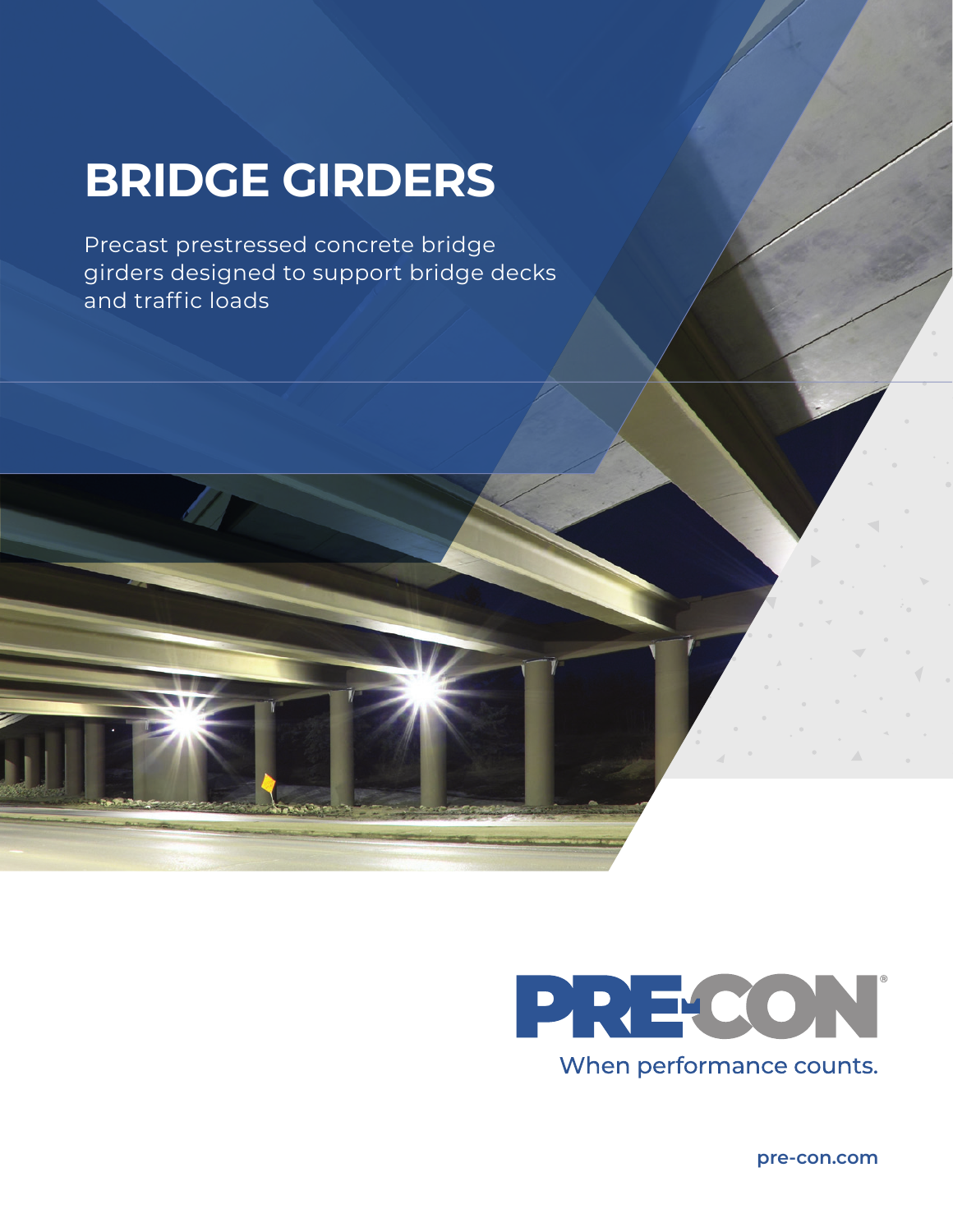# BRIDGE GIRDERS

Precast prestressed concrete bridge girders designed to support bridge decks and traffic loads

PRE-CON®

When performance counts.

pre-con.com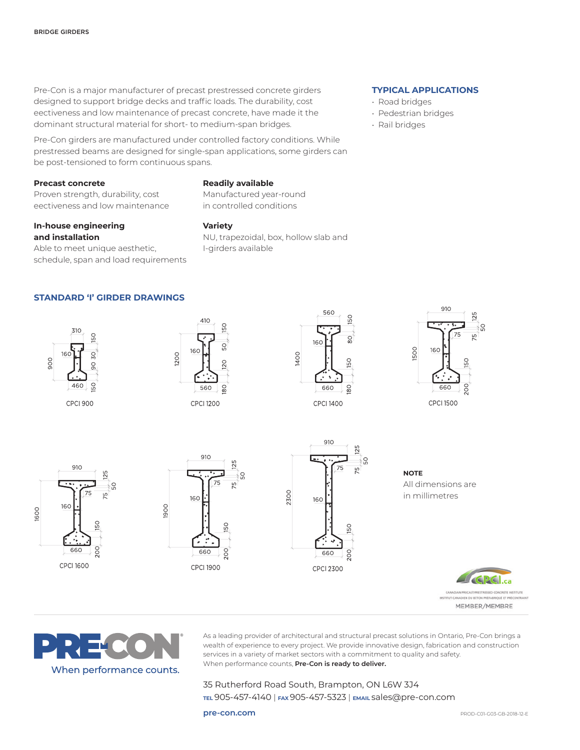Pre-Con is a major manufacturer of precast prestressed concrete girders designed to support bridge decks and traffic loads. The durability, cost eectiveness and low maintenance of precast concrete, have made it the dominant structural material for short- to medium-span bridges.

Pre-Con girders are manufactured under controlled factory conditions. While prestressed beams are designed for single-span applications, some girders can be post-tensioned to form continuous spans.

**Precast concrete**
Proven strength, durability, cost eectiveness and low maintenance

**Readily available**
Manufactured year-round in controlled conditions

**In-house engineering and installation**
Able to meet unique aesthetic, schedule, span and load requirements

**Variety**
NU, trapezoidal, box, hollow slab and I-girders available

## TYPICAL APPLICATIONS

- Road bridges
- Pedestrian bridges
- Rail bridges

## STANDARD 'I' GIRDER DRAWINGS

310
150
160
30
900
90
460
150

CPCI 900

410
150
50
160
1200
120
560
180

CPCI 1200

560
150
80
160
1400
150
660
180

CPCI 1400

910
125
50
75
75
160
1500
150
660
200

CPCI 1500

910
125
50
75
75
160
1600
150
660
200

CPCI 1600

910
125
50
75
75
160
1900
150
660
200

CPCI 1900

910
125
50
75
75
160
2300
150
660
200

CPCI 2300

**NOTE**
All dimensions are in millimetres

CPCI.ca
CANADIAN PRECAST/PRESTRESSED CONCRETE INSTITUTE
INSTITUT CANADIEN DU BÉTON PRÉFABRIQUÉ ET PRÉCONTRAINT
MEMBER/MEMBRE

PRE-CON®
When performance counts.

As a leading provider of architectural and structural precast solutions in Ontario, Pre-Con brings a wealth of experience to every project. We provide innovative design, fabrication and construction services in a variety of market sectors with a commitment to quality and safety.
When performance counts, **Pre-Con is ready to deliver.**

35 Rutherford Road South, Brampton, ON L6W 3J4
**TEL** 905-457-4140 | **FAX** 905-457-5323 | **EMAIL** sales@pre-con.com

**pre-con.com**

PROD-C01-G03-GB-2018-12-E